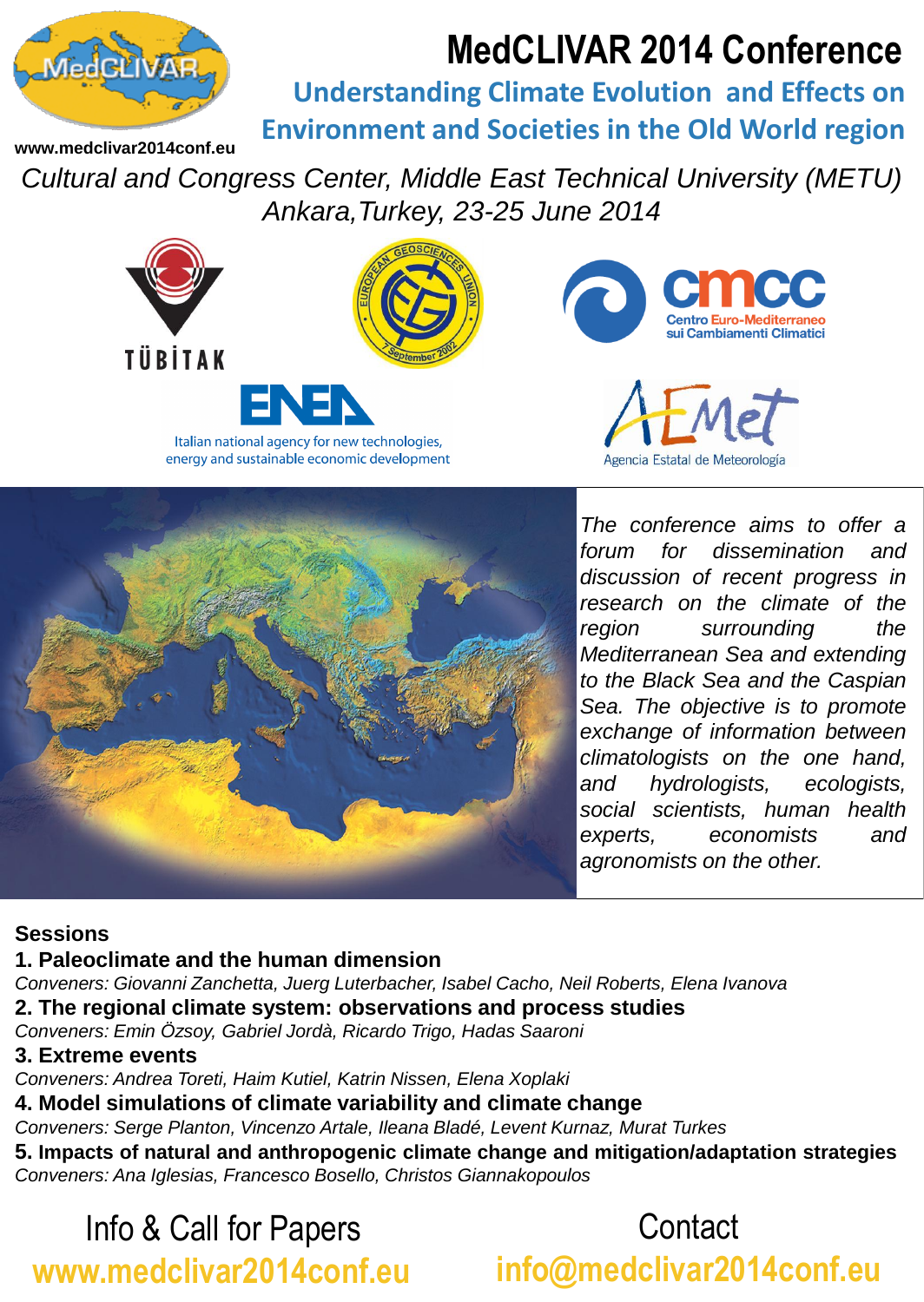# MedCLIVAR 2014 Conference

## Understanding Climate Evolution and Effects on Environment and Societies in the Old World region

www.medclivar2014conf.eu

*Cultural and Congress Center, Middle East Technical University (METU)*
*Ankara, Turkey, 23-25 June 2014*

TÜBİTAK

ENEA – Italian national agency for new technologies, energy and sustainable economic development

cmcc – Centro Euro-Mediterraneo sui Cambiamenti Climatici

AEMet – Agencia Estatal de Meteorología

*The conference aims to offer a forum for dissemination and discussion of recent progress in research on the climate of the region surrounding the Mediterranean Sea and extending to the Black Sea and the Caspian Sea. The objective is to promote exchange of information between climatologists on the one hand, and hydrologists, ecologists, social scientists, human health experts, economists and agronomists on the other.*

## Sessions

**1. Paleoclimate and the human dimension**
*Conveners: Giovanni Zanchetta, Juerg Luterbacher, Isabel Cacho, Neil Roberts, Elena Ivanova*

**2. The regional climate system: observations and process studies**
*Conveners: Emin Özsoy, Gabriel Jordà, Ricardo Trigo, Hadas Saaroni*

**3. Extreme events**
*Conveners: Andrea Toreti, Haim Kutiel, Katrin Nissen, Elena Xoplaki*

**4. Model simulations of climate variability and climate change**
*Conveners: Serge Planton, Vincenzo Artale, Ileana Bladé, Levent Kurnaz, Murat Turkes*

**5. Impacts of natural and anthropogenic climate change and mitigation/adaptation strategies**
*Conveners: Ana Iglesias, Francesco Bosello, Christos Giannakopoulos*

Info & Call for Papers
**www.medclivar2014conf.eu**

Contact
**info@medclivar2014conf.eu**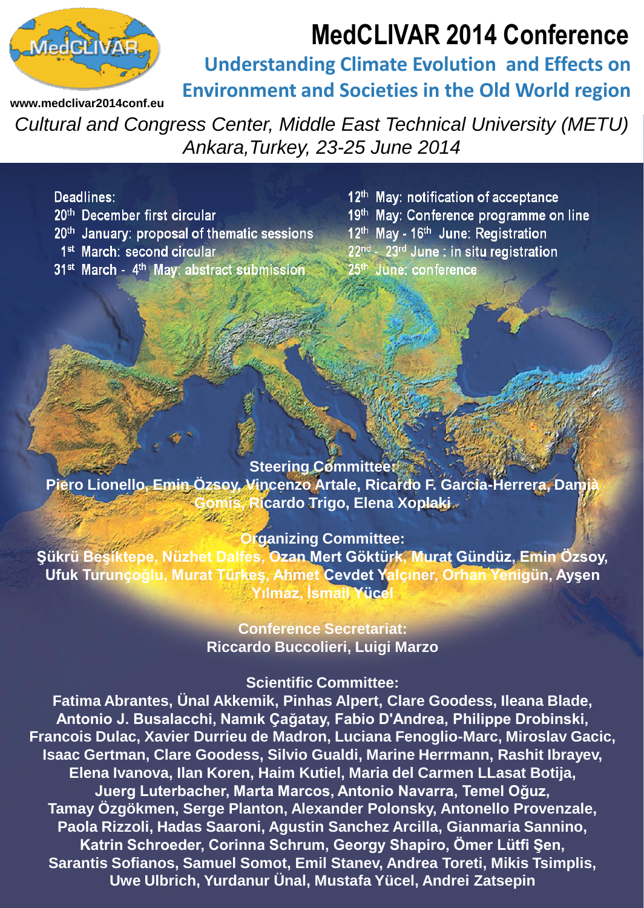MedCLIVAR

www.medclivar2014conf.eu

# MedCLIVAR 2014 Conference

## Understanding Climate Evolution and Effects on Environment and Societies in the Old World region

*Cultural and Congress Center, Middle East Technical University (METU) Ankara,Turkey, 23-25 June 2014*

Deadlines:
- 20th December first circular
- 20th January: proposal of thematic sessions
- 1st March: second circular
- 31st March - 4th May: abstract submission
- 12th May: notification of acceptance
- 19th May: Conference programme on line
- 12th May - 16th June: Registration
- 22nd - 23rd June : in situ registration
- 25th June: conference

**Steering Committee:**
**Piero Lionello, Emin Özsoy, Vincenzo Artale, Ricardo F. Garcia-Herrera, Damià Gomis, Ricardo Trigo, Elena Xoplaki**

**Organizing Committee:**
**Şükrü Beşiktepe, Nüzhet Dalfes, Ozan Mert Göktürk, Murat Gündüz, Emin Özsoy, Ufuk Turunçoğlu, Murat Türkeş, Ahmet Cevdet Yalçıner, Orhan Yenigün, Ayşen Yılmaz, İsmail Yücel**

**Conference Secretariat:**
**Riccardo Buccolieri, Luigi Marzo**

**Scientific Committee:**
**Fatima Abrantes, Ünal Akkemik, Pinhas Alpert, Clare Goodess, Ileana Blade, Antonio J. Busalacchi, Namık Çağatay, Fabio D'Andrea, Philippe Drobinski, Francois Dulac, Xavier Durrieu de Madron, Luciana Fenoglio-Marc, Miroslav Gacic, Isaac Gertman, Clare Goodess, Silvio Gualdi, Marine Herrmann, Rashit Ibrayev, Elena Ivanova, Ilan Koren, Haim Kutiel, Maria del Carmen LLasat Botija, Juerg Luterbacher, Marta Marcos, Antonio Navarra, Temel Oğuz, Tamay Özgökmen, Serge Planton, Alexander Polonsky, Antonello Provenzale, Paola Rizzoli, Hadas Saaroni, Agustin Sanchez Arcilla, Gianmaria Sannino, Katrin Schroeder, Corinna Schrum, Georgy Shapiro, Ömer Lütfi Şen, Sarantis Sofianos, Samuel Somot, Emil Stanev, Andrea Toreti, Mikis Tsimplis, Uwe Ulbrich, Yurdanur Ünal, Mustafa Yücel, Andrei Zatsepin**